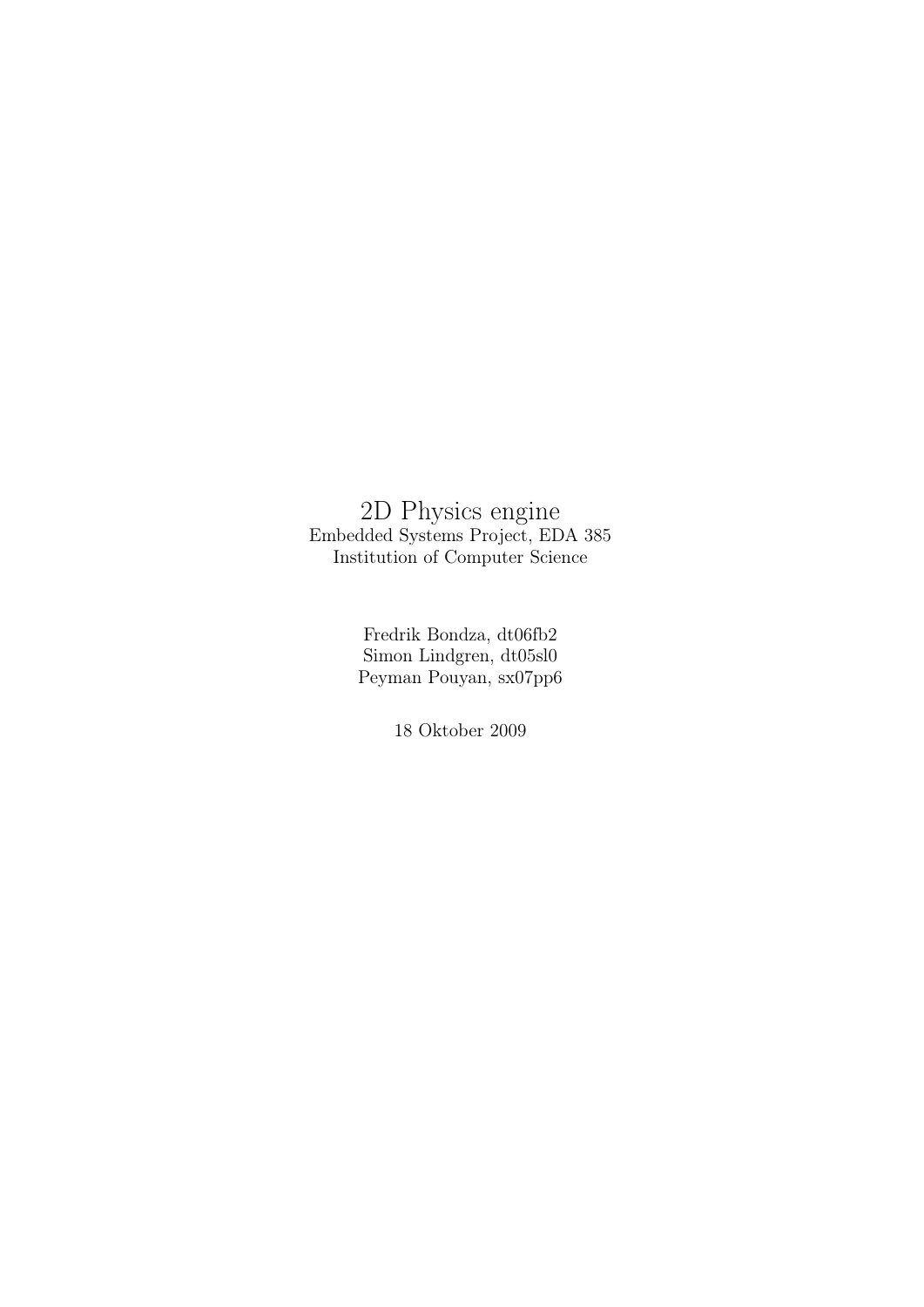# 2D Physics engine

Embedded Systems Project, EDA 385
Institution of Computer Science

Fredrik Bondza, dt06fb2
Simon Lindgren, dt05sl0
Peyman Pouyan, sx07pp6

18 Oktober 2009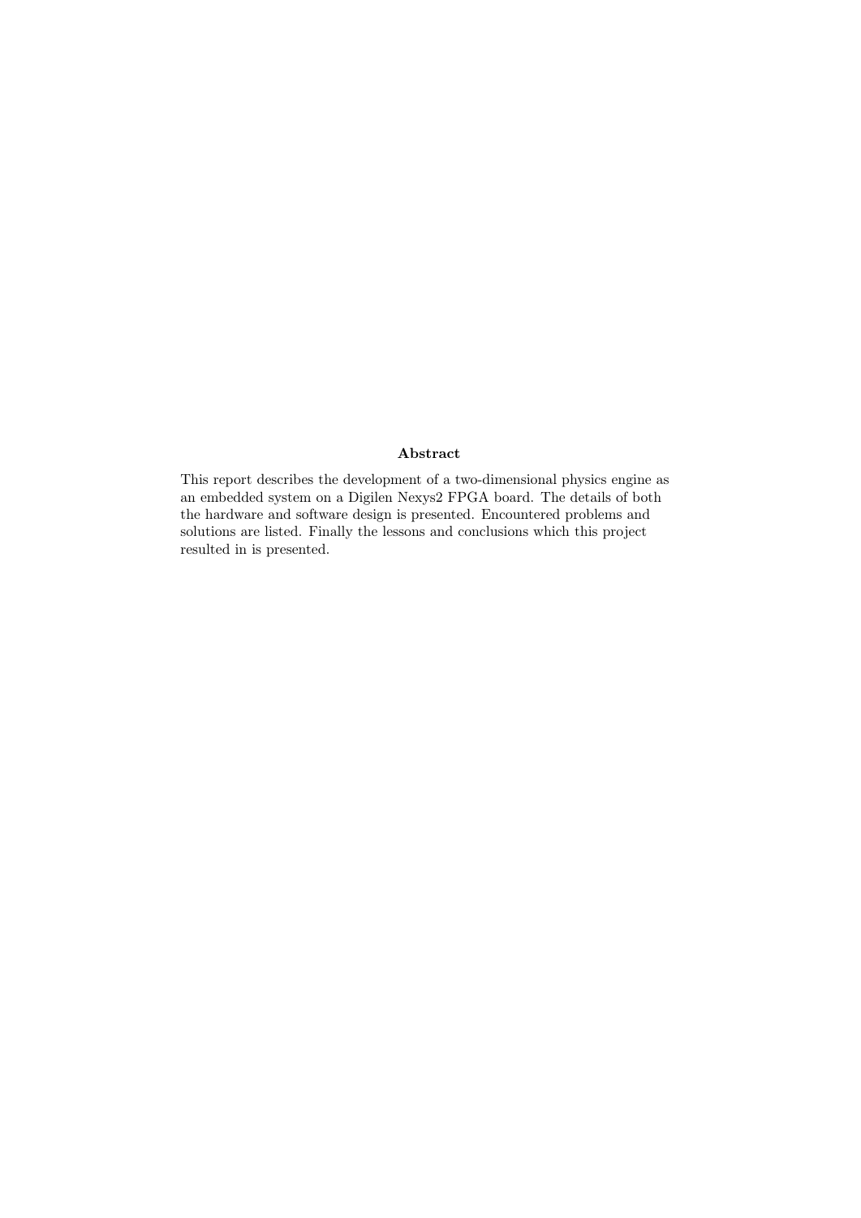**Abstract**

This report describes the development of a two-dimensional physics engine as an embedded system on a Digilen Nexys2 FPGA board. The details of both the hardware and software design is presented. Encountered problems and solutions are listed. Finally the lessons and conclusions which this project resulted in is presented.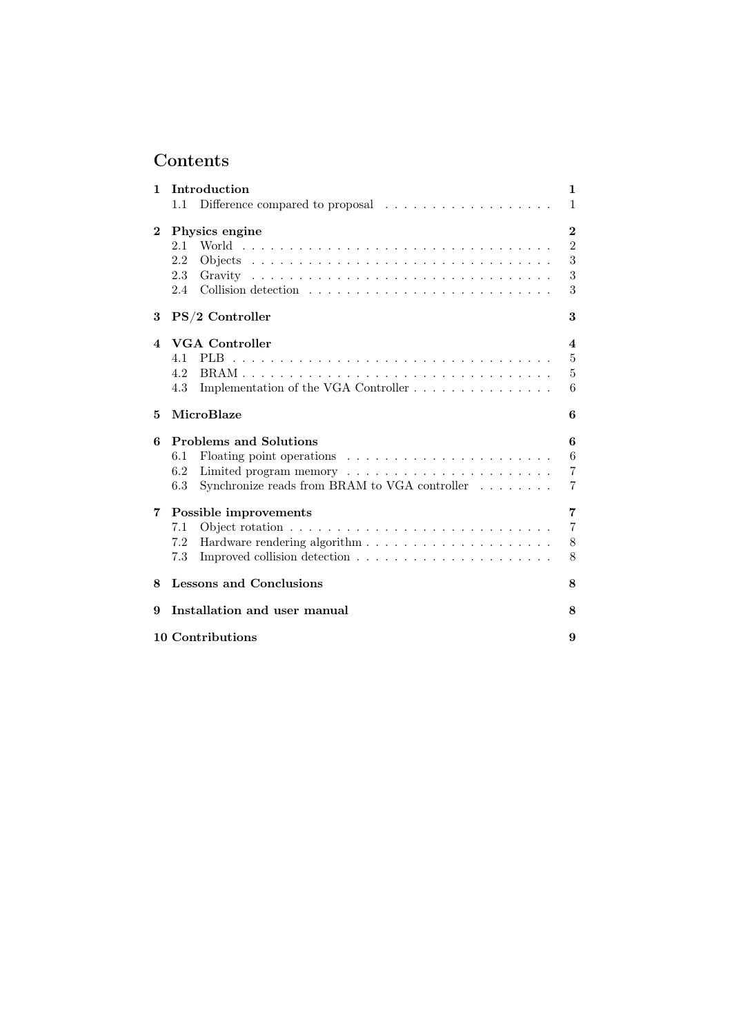# Contents

**1 Introduction** — 1
- 1.1 Difference compared to proposal — 1

**2 Physics engine** — 2
- 2.1 World — 2
- 2.2 Objects — 3
- 2.3 Gravity — 3
- 2.4 Collision detection — 3

**3 PS/2 Controller** — 3

**4 VGA Controller** — 4
- 4.1 PLB — 5
- 4.2 BRAM — 5
- 4.3 Implementation of the VGA Controller — 6

**5 MicroBlaze** — 6

**6 Problems and Solutions** — 6
- 6.1 Floating point operations — 6
- 6.2 Limited program memory — 7
- 6.3 Synchronize reads from BRAM to VGA controller — 7

**7 Possible improvements** — 7
- 7.1 Object rotation — 7
- 7.2 Hardware rendering algorithm — 8
- 7.3 Improved collision detection — 8

**8 Lessons and Conclusions** — 8

**9 Installation and user manual** — 8

**10 Contributions** — 9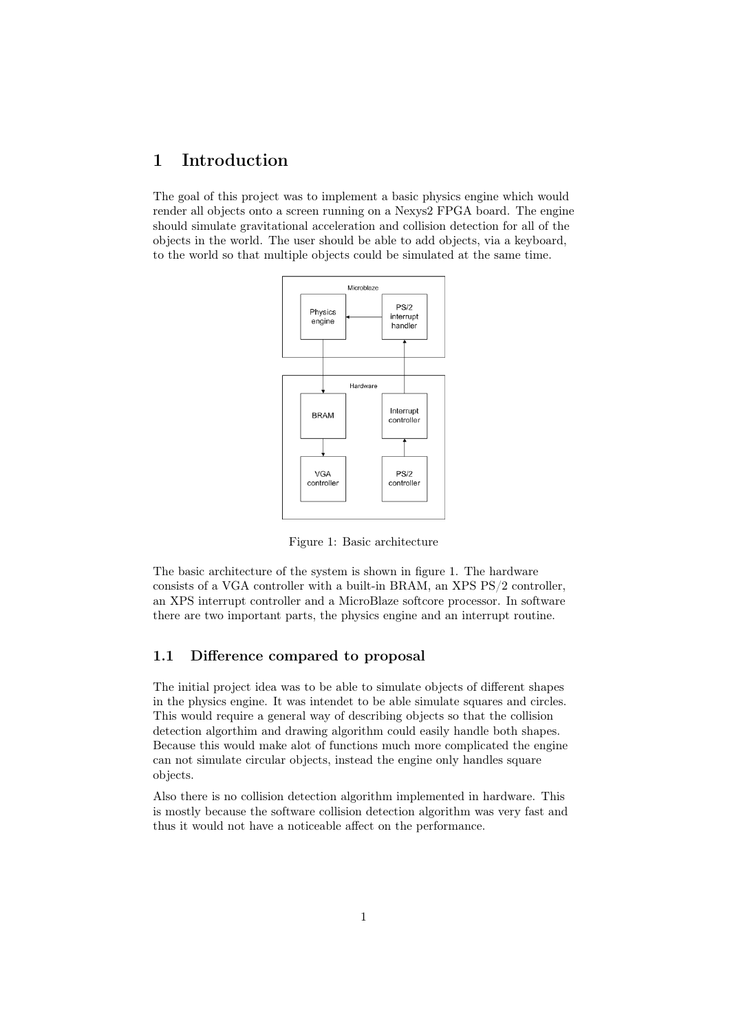# 1 Introduction

The goal of this project was to implement a basic physics engine which would render all objects onto a screen running on a Nexys2 FPGA board. The engine should simulate gravitational acceleration and collision detection for all of the objects in the world. The user should be able to add objects, via a keyboard, to the world so that multiple objects could be simulated at the same time.

Figure 1: Basic architecture

The basic architecture of the system is shown in figure 1. The hardware consists of a VGA controller with a built-in BRAM, an XPS PS/2 controller, an XPS interrupt controller and a MicroBlaze softcore processor. In software there are two important parts, the physics engine and an interrupt routine.

## 1.1 Difference compared to proposal

The initial project idea was to be able to simulate objects of different shapes in the physics engine. It was intendet to be able simulate squares and circles. This would require a general way of describing objects so that the collision detection algorthim and drawing algorithm could easily handle both shapes. Because this would make alot of functions much more complicated the engine can not simulate circular objects, instead the engine only handles square objects.

Also there is no collision detection algorithm implemented in hardware. This is mostly because the software collision detection algorithm was very fast and thus it would not have a noticeable affect on the performance.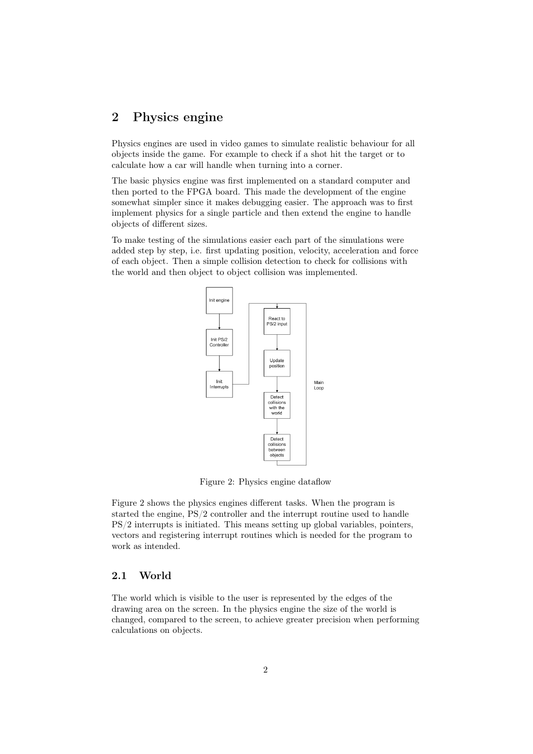## 2 Physics engine

Physics engines are used in video games to simulate realistic behaviour for all objects inside the game. For example to check if a shot hit the target or to calculate how a car will handle when turning into a corner.

The basic physics engine was first implemented on a standard computer and then ported to the FPGA board. This made the development of the engine somewhat simpler since it makes debugging easier. The approach was to first implement physics for a single particle and then extend the engine to handle objects of different sizes.

To make testing of the simulations easier each part of the simulations were added step by step, i.e. first updating position, velocity, acceleration and force of each object. Then a simple collision detection to check for collisions with the world and then object to object collision was implemented.

Figure 2: Physics engine dataflow

Figure 2 shows the physics engines different tasks. When the program is started the engine, PS/2 controller and the interrupt routine used to handle PS/2 interrupts is initiated. This means setting up global variables, pointers, vectors and registering interrupt routines which is needed for the program to work as intended.

### 2.1 World

The world which is visible to the user is represented by the edges of the drawing area on the screen. In the physics engine the size of the world is changed, compared to the screen, to achieve greater precision when performing calculations on objects.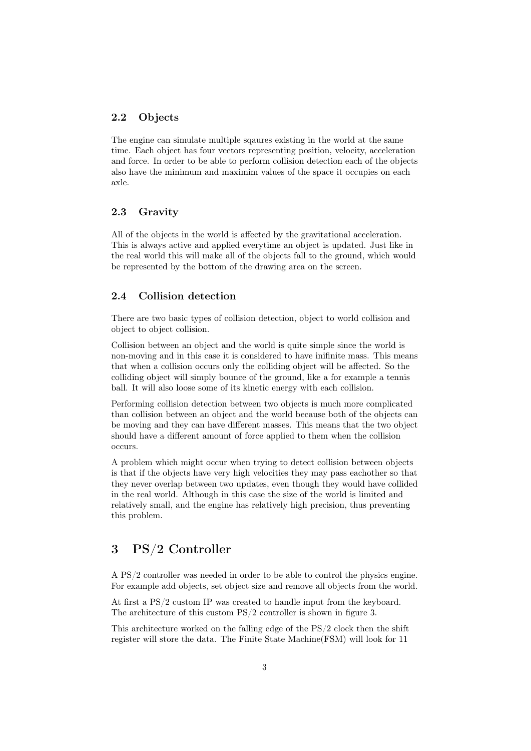### 2.2 Objects

The engine can simulate multiple sqaures existing in the world at the same time. Each object has four vectors representing position, velocity, acceleration and force. In order to be able to perform collision detection each of the objects also have the minimum and maximim values of the space it occupies on each axle.

### 2.3 Gravity

All of the objects in the world is affected by the gravitational acceleration. This is always active and applied everytime an object is updated. Just like in the real world this will make all of the objects fall to the ground, which would be represented by the bottom of the drawing area on the screen.

### 2.4 Collision detection

There are two basic types of collision detection, object to world collision and object to object collision.

Collision between an object and the world is quite simple since the world is non-moving and in this case it is considered to have inifinite mass. This means that when a collision occurs only the colliding object will be affected. So the colliding object will simply bounce of the ground, like a for example a tennis ball. It will also loose some of its kinetic energy with each collision.

Performing collision detection between two objects is much more complicated than collision between an object and the world because both of the objects can be moving and they can have different masses. This means that the two object should have a different amount of force applied to them when the collision occurs.

A problem which might occur when trying to detect collision between objects is that if the objects have very high velocities they may pass eachother so that they never overlap between two updates, even though they would have collided in the real world. Although in this case the size of the world is limited and relatively small, and the engine has relatively high precision, thus preventing this problem.

## 3 PS/2 Controller

A PS/2 controller was needed in order to be able to control the physics engine. For example add objects, set object size and remove all objects from the world.

At first a PS/2 custom IP was created to handle input from the keyboard. The architecture of this custom PS/2 controller is shown in figure 3.

This architecture worked on the falling edge of the PS/2 clock then the shift register will store the data. The Finite State Machine(FSM) will look for 11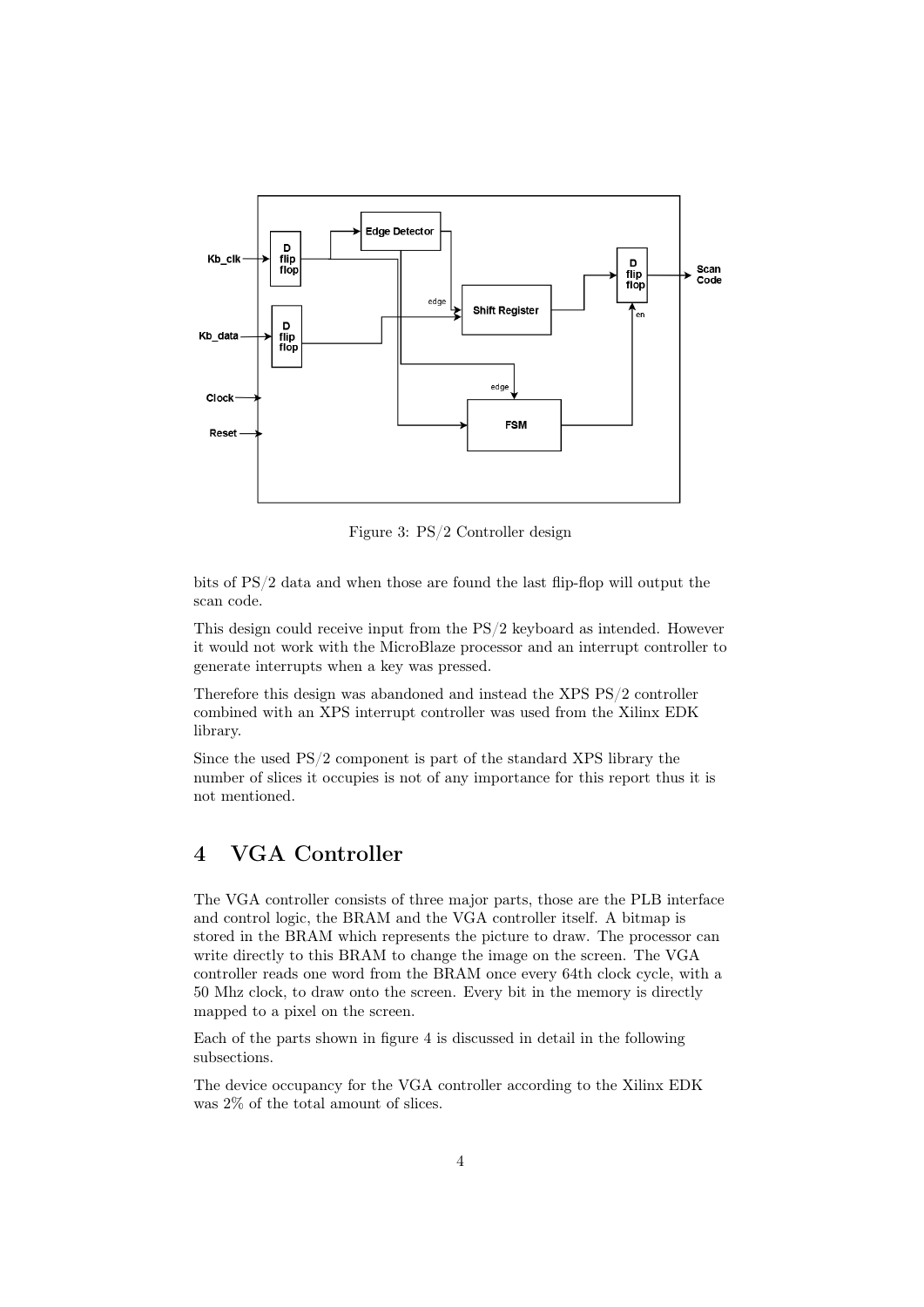Figure 3: PS/2 Controller design

bits of PS/2 data and when those are found the last flip-flop will output the scan code.

This design could receive input from the PS/2 keyboard as intended. However it would not work with the MicroBlaze processor and an interrupt controller to generate interrupts when a key was pressed.

Therefore this design was abandoned and instead the XPS PS/2 controller combined with an XPS interrupt controller was used from the Xilinx EDK library.

Since the used PS/2 component is part of the standard XPS library the number of slices it occupies is not of any importance for this report thus it is not mentioned.

# 4 VGA Controller

The VGA controller consists of three major parts, those are the PLB interface and control logic, the BRAM and the VGA controller itself. A bitmap is stored in the BRAM which represents the picture to draw. The processor can write directly to this BRAM to change the image on the screen. The VGA controller reads one word from the BRAM once every 64th clock cycle, with a 50 Mhz clock, to draw onto the screen. Every bit in the memory is directly mapped to a pixel on the screen.

Each of the parts shown in figure 4 is discussed in detail in the following subsections.

The device occupancy for the VGA controller according to the Xilinx EDK was 2% of the total amount of slices.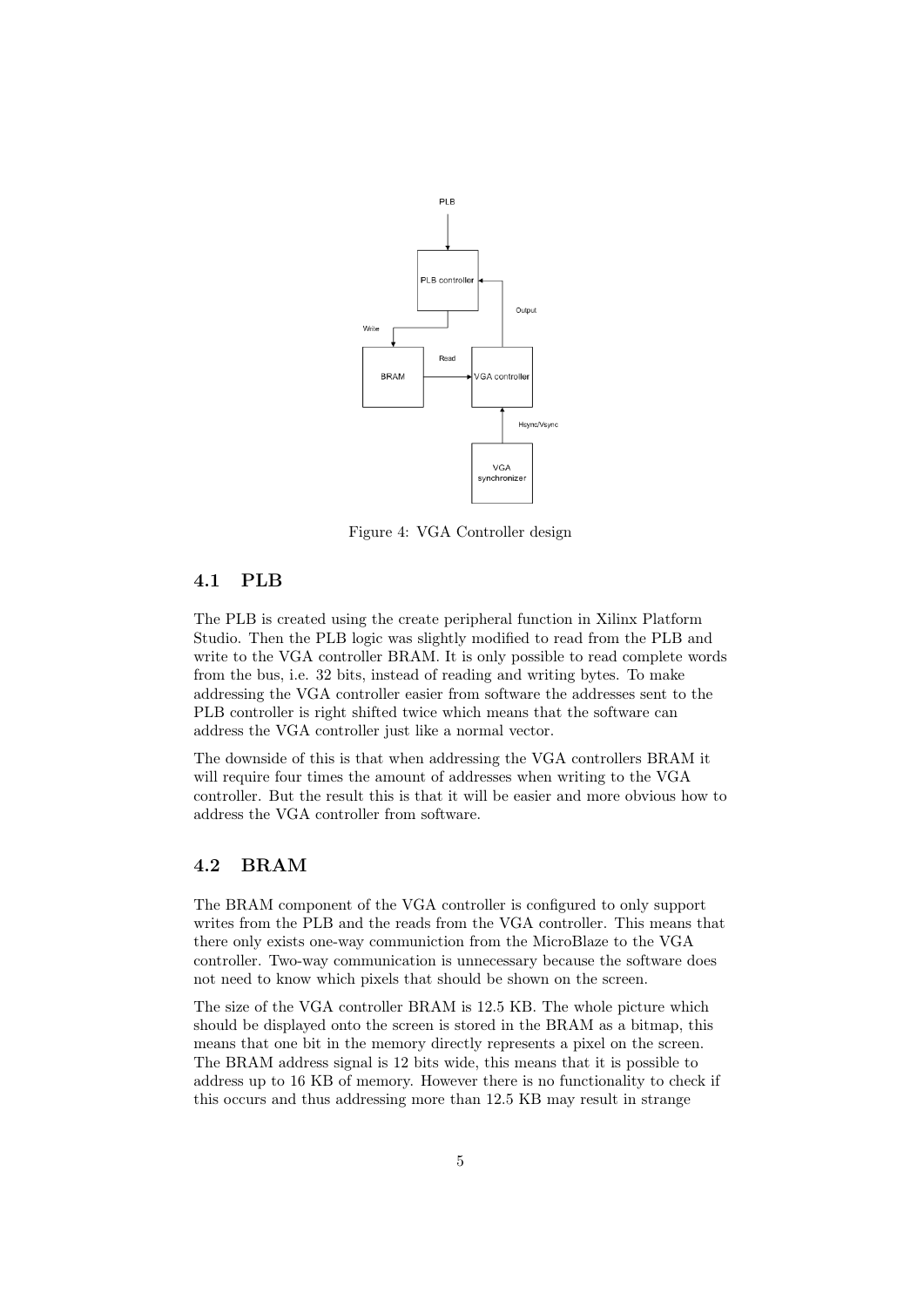PLB

PLB controller

Write

Output

Read

BRAM

VGA controller

Hsync/Vsync

VGA synchronizer

Figure 4: VGA Controller design

## 4.1 PLB

The PLB is created using the create peripheral function in Xilinx Platform Studio. Then the PLB logic was slightly modified to read from the PLB and write to the VGA controller BRAM. It is only possible to read complete words from the bus, i.e. 32 bits, instead of reading and writing bytes. To make addressing the VGA controller easier from software the addresses sent to the PLB controller is right shifted twice which means that the software can address the VGA controller just like a normal vector.

The downside of this is that when addressing the VGA controllers BRAM it will require four times the amount of addresses when writing to the VGA controller. But the result this is that it will be easier and more obvious how to address the VGA controller from software.

## 4.2 BRAM

The BRAM component of the VGA controller is configured to only support writes from the PLB and the reads from the VGA controller. This means that there only exists one-way communiction from the MicroBlaze to the VGA controller. Two-way communication is unnecessary because the software does not need to know which pixels that should be shown on the screen.

The size of the VGA controller BRAM is 12.5 KB. The whole picture which should be displayed onto the screen is stored in the BRAM as a bitmap, this means that one bit in the memory directly represents a pixel on the screen. The BRAM address signal is 12 bits wide, this means that it is possible to address up to 16 KB of memory. However there is no functionality to check if this occurs and thus addressing more than 12.5 KB may result in strange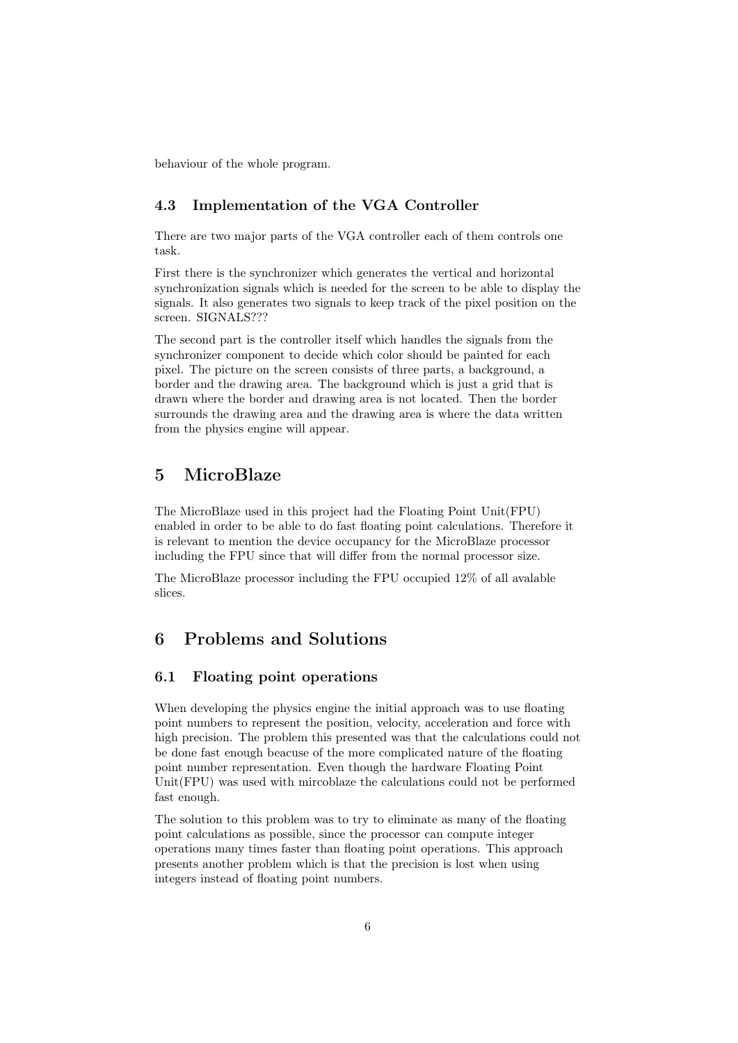behaviour of the whole program.

### 4.3 Implementation of the VGA Controller

There are two major parts of the VGA controller each of them controls one task.

First there is the synchronizer which generates the vertical and horizontal synchronization signals which is needed for the screen to be able to display the signals. It also generates two signals to keep track of the pixel position on the screen. SIGNALS???

The second part is the controller itself which handles the signals from the synchronizer component to decide which color should be painted for each pixel. The picture on the screen consists of three parts, a background, a border and the drawing area. The background which is just a grid that is drawn where the border and drawing area is not located. Then the border surrounds the drawing area and the drawing area is where the data written from the physics engine will appear.

## 5 MicroBlaze

The MicroBlaze used in this project had the Floating Point Unit(FPU) enabled in order to be able to do fast floating point calculations. Therefore it is relevant to mention the device occupancy for the MicroBlaze processor including the FPU since that will differ from the normal processor size.

The MicroBlaze processor including the FPU occupied 12% of all avalable slices.

## 6 Problems and Solutions

### 6.1 Floating point operations

When developing the physics engine the initial approach was to use floating point numbers to represent the position, velocity, acceleration and force with high precision. The problem this presented was that the calculations could not be done fast enough beacuse of the more complicated nature of the floating point number representation. Even though the hardware Floating Point Unit(FPU) was used with mircoblaze the calculations could not be performed fast enough.

The solution to this problem was to try to eliminate as many of the floating point calculations as possible, since the processor can compute integer operations many times faster than floating point operations. This approach presents another problem which is that the precision is lost when using integers instead of floating point numbers.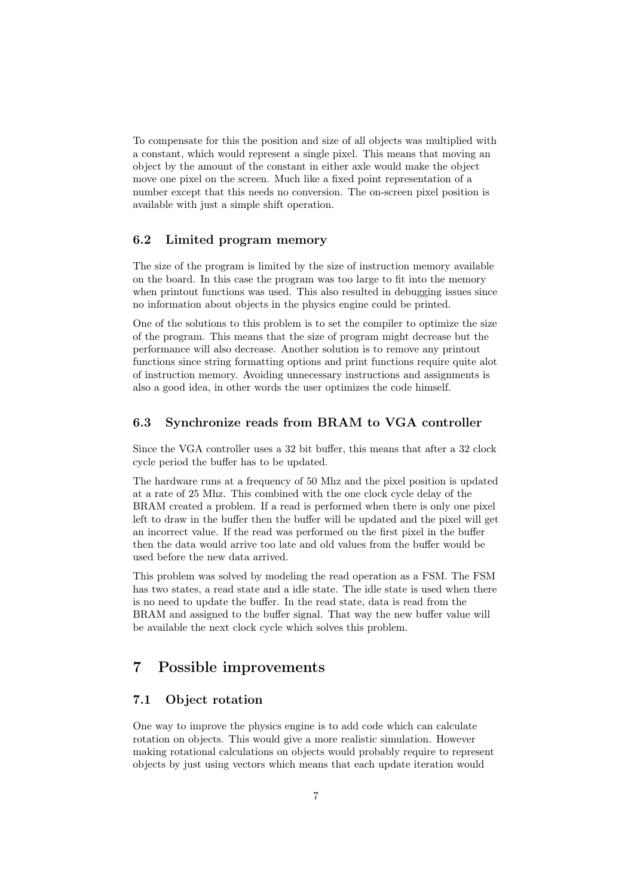To compensate for this the position and size of all objects was multiplied with a constant, which would represent a single pixel. This means that moving an object by the amount of the constant in either axle would make the object move one pixel on the screen. Much like a fixed point representation of a number except that this needs no conversion. The on-screen pixel position is available with just a simple shift operation.

### 6.2 Limited program memory

The size of the program is limited by the size of instruction memory available on the board. In this case the program was too large to fit into the memory when printout functions was used. This also resulted in debugging issues since no information about objects in the physics engine could be printed.

One of the solutions to this problem is to set the compiler to optimize the size of the program. This means that the size of program might decrease but the performance will also decrease. Another solution is to remove any printout functions since string formatting options and print functions require quite alot of instruction memory. Avoiding unnecessary instructions and assignments is also a good idea, in other words the user optimizes the code himself.

### 6.3 Synchronize reads from BRAM to VGA controller

Since the VGA controller uses a 32 bit buffer, this means that after a 32 clock cycle period the buffer has to be updated.

The hardware runs at a frequency of 50 Mhz and the pixel position is updated at a rate of 25 Mhz. This combined with the one clock cycle delay of the BRAM created a problem. If a read is performed when there is only one pixel left to draw in the buffer then the buffer will be updated and the pixel will get an incorrect value. If the read was performed on the first pixel in the buffer then the data would arrive too late and old values from the buffer would be used before the new data arrived.

This problem was solved by modeling the read operation as a FSM. The FSM has two states, a read state and a idle state. The idle state is used when there is no need to update the buffer. In the read state, data is read from the BRAM and assigned to the buffer signal. That way the new buffer value will be available the next clock cycle which solves this problem.

## 7 Possible improvements

### 7.1 Object rotation

One way to improve the physics engine is to add code which can calculate rotation on objects. This would give a more realistic simulation. However making rotational calculations on objects would probably require to represent objects by just using vectors which means that each update iteration would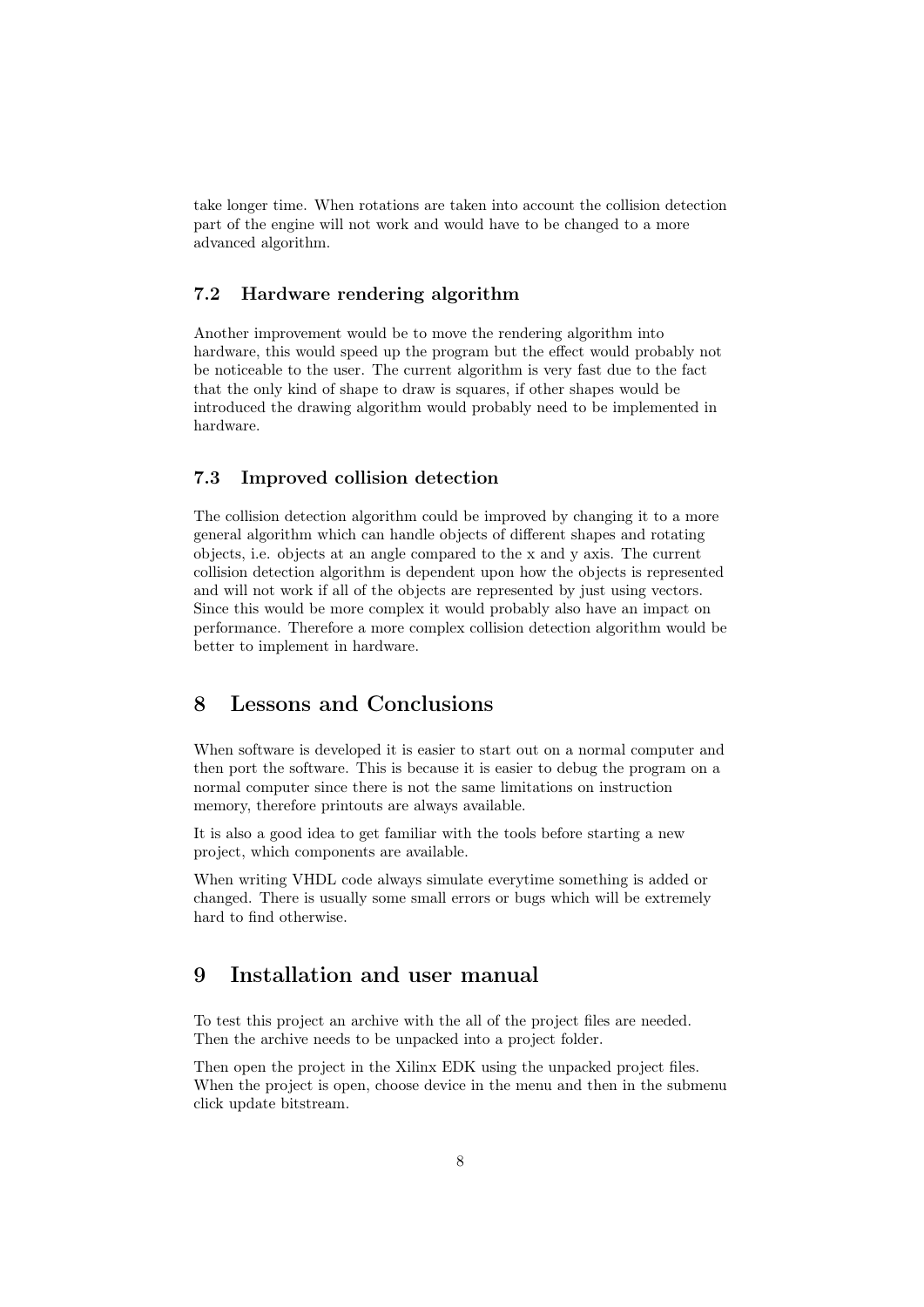take longer time. When rotations are taken into account the collision detection part of the engine will not work and would have to be changed to a more advanced algorithm.

### 7.2 Hardware rendering algorithm

Another improvement would be to move the rendering algorithm into hardware, this would speed up the program but the effect would probably not be noticeable to the user. The current algorithm is very fast due to the fact that the only kind of shape to draw is squares, if other shapes would be introduced the drawing algorithm would probably need to be implemented in hardware.

### 7.3 Improved collision detection

The collision detection algorithm could be improved by changing it to a more general algorithm which can handle objects of different shapes and rotating objects, i.e. objects at an angle compared to the x and y axis. The current collision detection algorithm is dependent upon how the objects is represented and will not work if all of the objects are represented by just using vectors. Since this would be more complex it would probably also have an impact on performance. Therefore a more complex collision detection algorithm would be better to implement in hardware.

## 8 Lessons and Conclusions

When software is developed it is easier to start out on a normal computer and then port the software. This is because it is easier to debug the program on a normal computer since there is not the same limitations on instruction memory, therefore printouts are always available.

It is also a good idea to get familiar with the tools before starting a new project, which components are available.

When writing VHDL code always simulate everytime something is added or changed. There is usually some small errors or bugs which will be extremely hard to find otherwise.

## 9 Installation and user manual

To test this project an archive with the all of the project files are needed. Then the archive needs to be unpacked into a project folder.

Then open the project in the Xilinx EDK using the unpacked project files. When the project is open, choose device in the menu and then in the submenu click update bitstream.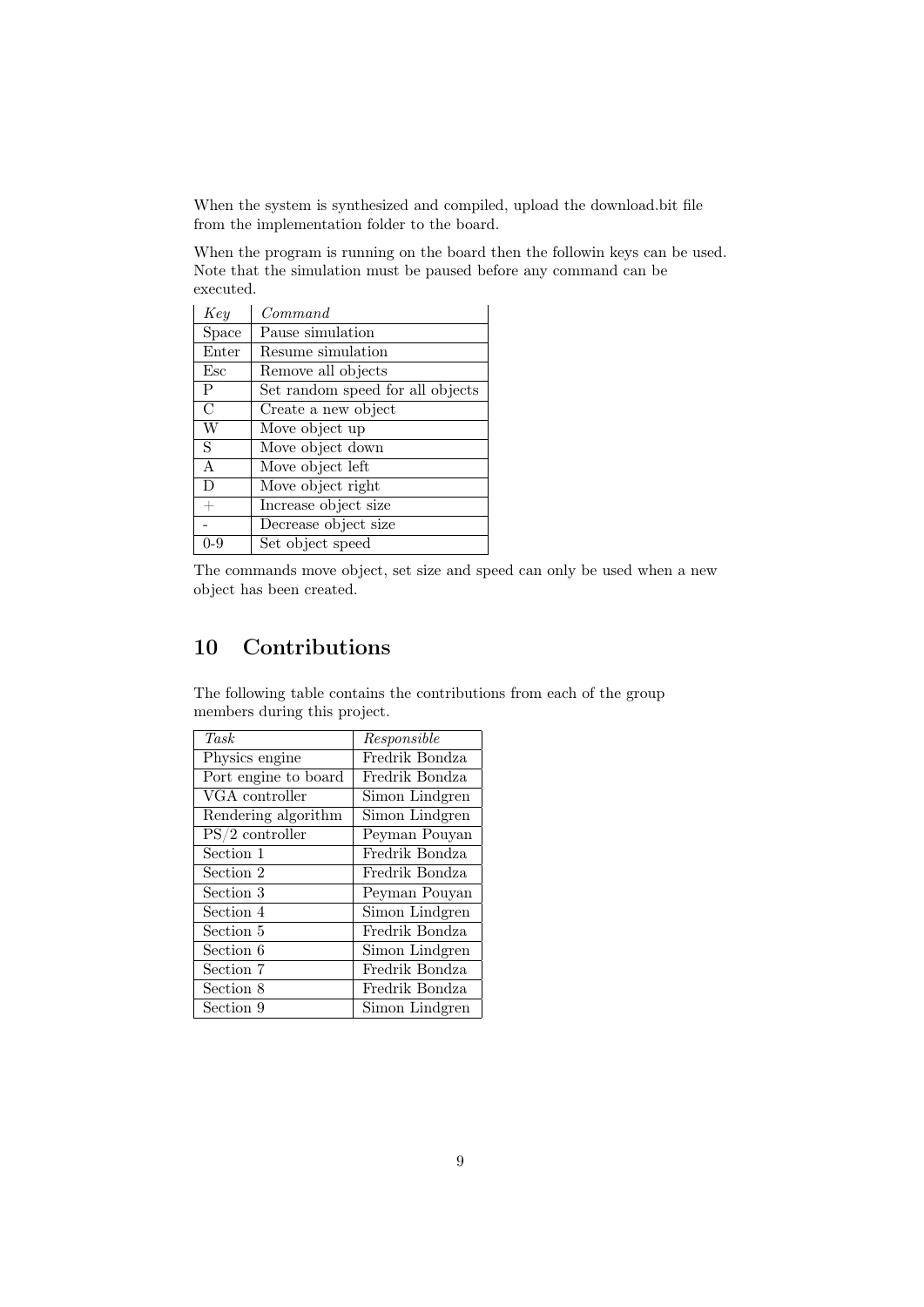When the system is synthesized and compiled, upload the download.bit file from the implementation folder to the board.

When the program is running on the board then the followin keys can be used. Note that the simulation must be paused before any command can be executed.

| *Key* | *Command* |
| --- | --- |
| Space | Pause simulation |
| Enter | Resume simulation |
| Esc | Remove all objects |
| P | Set random speed for all objects |
| C | Create a new object |
| W | Move object up |
| S | Move object down |
| A | Move object left |
| D | Move object right |
| + | Increase object size |
| - | Decrease object size |
| 0-9 | Set object speed |

The commands move object, set size and speed can only be used when a new object has been created.

## 10 Contributions

The following table contains the contributions from each of the group members during this project.

| *Task* | *Responsible* |
| --- | --- |
| Physics engine | Fredrik Bondza |
| Port engine to board | Fredrik Bondza |
| VGA controller | Simon Lindgren |
| Rendering algorithm | Simon Lindgren |
| PS/2 controller | Peyman Pouyan |
| Section 1 | Fredrik Bondza |
| Section 2 | Fredrik Bondza |
| Section 3 | Peyman Pouyan |
| Section 4 | Simon Lindgren |
| Section 5 | Fredrik Bondza |
| Section 6 | Simon Lindgren |
| Section 7 | Fredrik Bondza |
| Section 8 | Fredrik Bondza |
| Section 9 | Simon Lindgren |